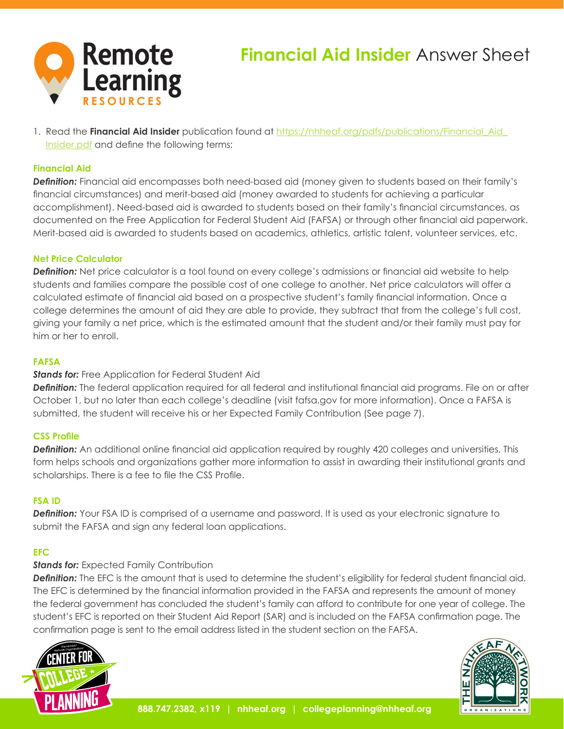# Financial Aid Insider Answer Sheet

1. Read the **Financial Aid Insider** publication found at [https://nhheaf.org/pdfs/publications/Financial_Aid_Insider.pdf](https://nhheaf.org/pdfs/publications/Financial_Aid_Insider.pdf) and define the following terms:

### Financial Aid

***Definition:*** Financial aid encompasses both need-based aid (money given to students based on their family's financial circumstances) and merit-based aid (money awarded to students for achieving a particular accomplishment). Need-based aid is awarded to students based on their family's financial circumstances, as documented on the Free Application for Federal Student Aid (FAFSA) or through other financial aid paperwork. Merit-based aid is awarded to students based on academics, athletics, artistic talent, volunteer services, etc.

### Net Price Calculator

***Definition:*** Net price calculator is a tool found on every college's admissions or financial aid website to help students and families compare the possible cost of one college to another. Net price calculators will offer a calculated estimate of financial aid based on a prospective student's family financial information. Once a college determines the amount of aid they are able to provide, they subtract that from the college's full cost, giving your family a net price, which is the estimated amount that the student and/or their family must pay for him or her to enroll.

### FAFSA

***Stands for:*** Free Application for Federal Student Aid

***Definition:*** The federal application required for all federal and institutional financial aid programs. File on or after October 1, but no later than each college's deadline (visit fafsa.gov for more information). Once a FAFSA is submitted, the student will receive his or her Expected Family Contribution (See page 7).

### CSS Profile

***Definition:*** An additional online financial aid application required by roughly 420 colleges and universities. This form helps schools and organizations gather more information to assist in awarding their institutional grants and scholarships. There is a fee to file the CSS Profile.

### FSA ID

***Definition:*** Your FSA ID is comprised of a username and password. It is used as your electronic signature to submit the FAFSA and sign any federal loan applications.

### EFC

***Stands for:*** Expected Family Contribution

***Definition:*** The EFC is the amount that is used to determine the student's eligibility for federal student financial aid. The EFC is determined by the financial information provided in the FAFSA and represents the amount of money the federal government has concluded the student's family can afford to contribute for one year of college. The student's EFC is reported on their Student Aid Report (SAR) and is included on the FAFSA confirmation page. The confirmation page is sent to the email address listed in the student section on the FAFSA.

888.747.2382, x119 | nhheaf.org | collegeplanning@nhheaf.org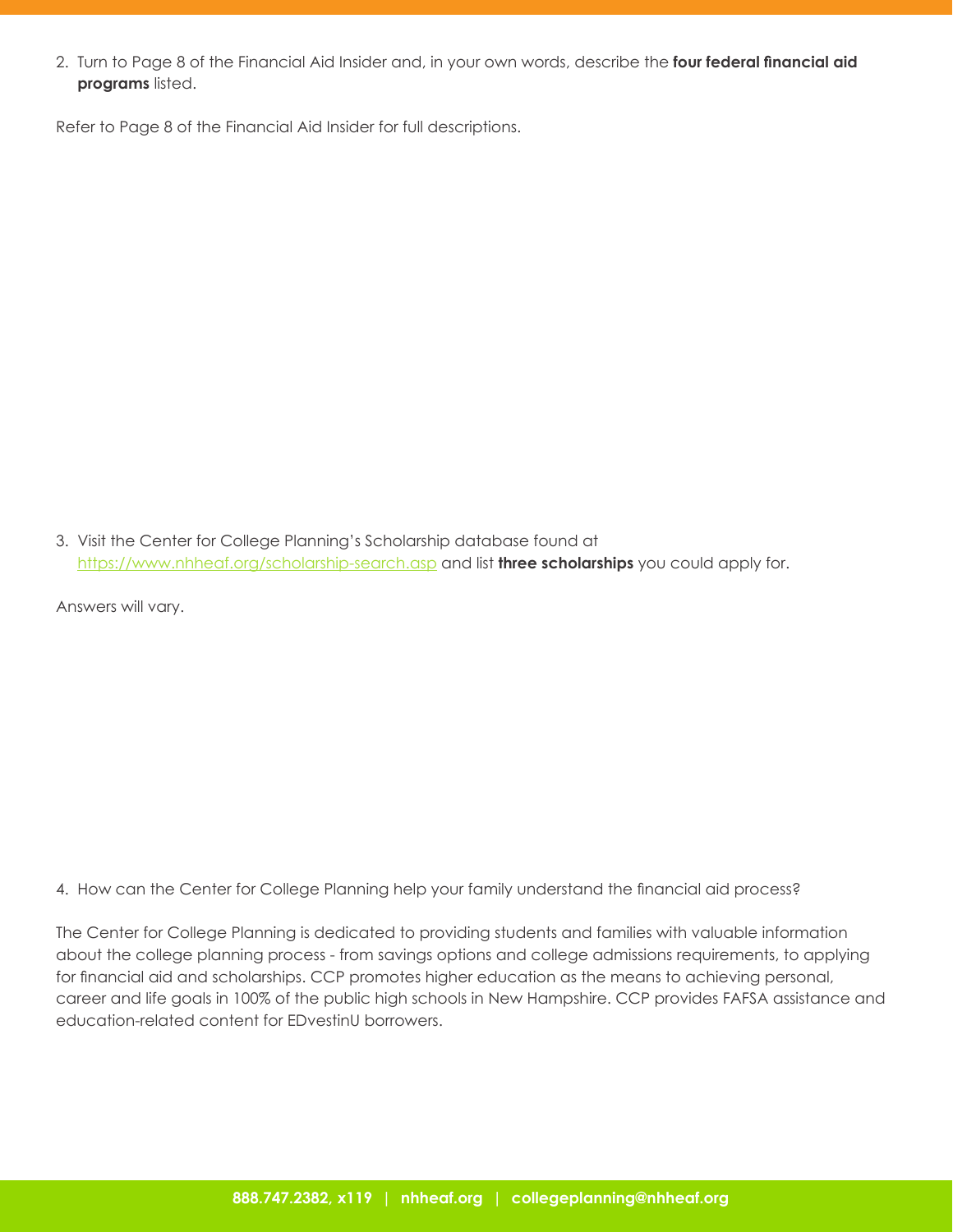2. Turn to Page 8 of the Financial Aid Insider and, in your own words, describe the **four federal financial aid programs** listed.

Refer to Page 8 of the Financial Aid Insider for full descriptions.

3. Visit the Center for College Planning's Scholarship database found at [https://www.nhheaf.org/scholarship-search.asp](https://www.nhheaf.org/scholarship-search.asp) and list **three scholarships** you could apply for.

Answers will vary.

4. How can the Center for College Planning help your family understand the financial aid process?

The Center for College Planning is dedicated to providing students and families with valuable information about the college planning process - from savings options and college admissions requirements, to applying for financial aid and scholarships. CCP promotes higher education as the means to achieving personal, career and life goals in 100% of the public high schools in New Hampshire. CCP provides FAFSA assistance and education-related content for EDvestinU borrowers.

**888.747.2382, x119 | nhheaf.org | collegeplanning@nhheaf.org**